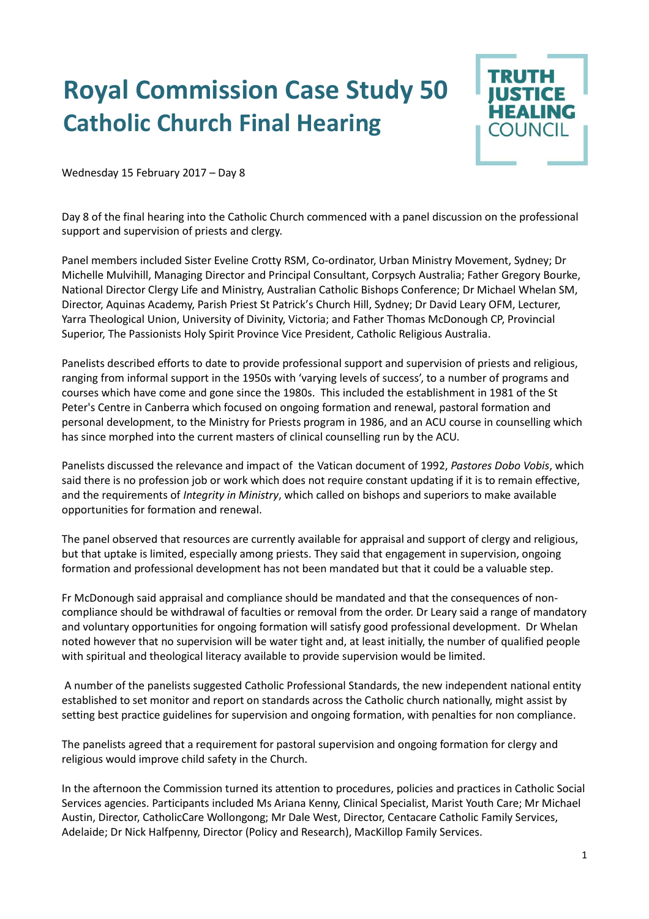# Royal Commission Case Study 50
## Catholic Church Final Hearing

TRUTH JUSTICE HEALING COUNCIL

Wednesday 15 February 2017 – Day 8

Day 8 of the final hearing into the Catholic Church commenced with a panel discussion on the professional support and supervision of priests and clergy.

Panel members included Sister Eveline Crotty RSM, Co-ordinator, Urban Ministry Movement, Sydney; Dr Michelle Mulvihill, Managing Director and Principal Consultant, Corpsych Australia; Father Gregory Bourke, National Director Clergy Life and Ministry, Australian Catholic Bishops Conference; Dr Michael Whelan SM, Director, Aquinas Academy, Parish Priest St Patrick's Church Hill, Sydney; Dr David Leary OFM, Lecturer, Yarra Theological Union, University of Divinity, Victoria; and Father Thomas McDonough CP, Provincial Superior, The Passionists Holy Spirit Province Vice President, Catholic Religious Australia.

Panelists described efforts to date to provide professional support and supervision of priests and religious, ranging from informal support in the 1950s with 'varying levels of success', to a number of programs and courses which have come and gone since the 1980s. This included the establishment in 1981 of the St Peter's Centre in Canberra which focused on ongoing formation and renewal, pastoral formation and personal development, to the Ministry for Priests program in 1986, and an ACU course in counselling which has since morphed into the current masters of clinical counselling run by the ACU.

Panelists discussed the relevance and impact of the Vatican document of 1992, *Pastores Dobo Vobis*, which said there is no profession job or work which does not require constant updating if it is to remain effective, and the requirements of *Integrity in Ministry*, which called on bishops and superiors to make available opportunities for formation and renewal.

The panel observed that resources are currently available for appraisal and support of clergy and religious, but that uptake is limited, especially among priests. They said that engagement in supervision, ongoing formation and professional development has not been mandated but that it could be a valuable step.

Fr McDonough said appraisal and compliance should be mandated and that the consequences of non-compliance should be withdrawal of faculties or removal from the order. Dr Leary said a range of mandatory and voluntary opportunities for ongoing formation will satisfy good professional development. Dr Whelan noted however that no supervision will be water tight and, at least initially, the number of qualified people with spiritual and theological literacy available to provide supervision would be limited.

A number of the panelists suggested Catholic Professional Standards, the new independent national entity established to set monitor and report on standards across the Catholic church nationally, might assist by setting best practice guidelines for supervision and ongoing formation, with penalties for non compliance.

The panelists agreed that a requirement for pastoral supervision and ongoing formation for clergy and religious would improve child safety in the Church.

In the afternoon the Commission turned its attention to procedures, policies and practices in Catholic Social Services agencies. Participants included Ms Ariana Kenny, Clinical Specialist, Marist Youth Care; Mr Michael Austin, Director, CatholicCare Wollongong; Mr Dale West, Director, Centacare Catholic Family Services, Adelaide; Dr Nick Halfpenny, Director (Policy and Research), MacKillop Family Services.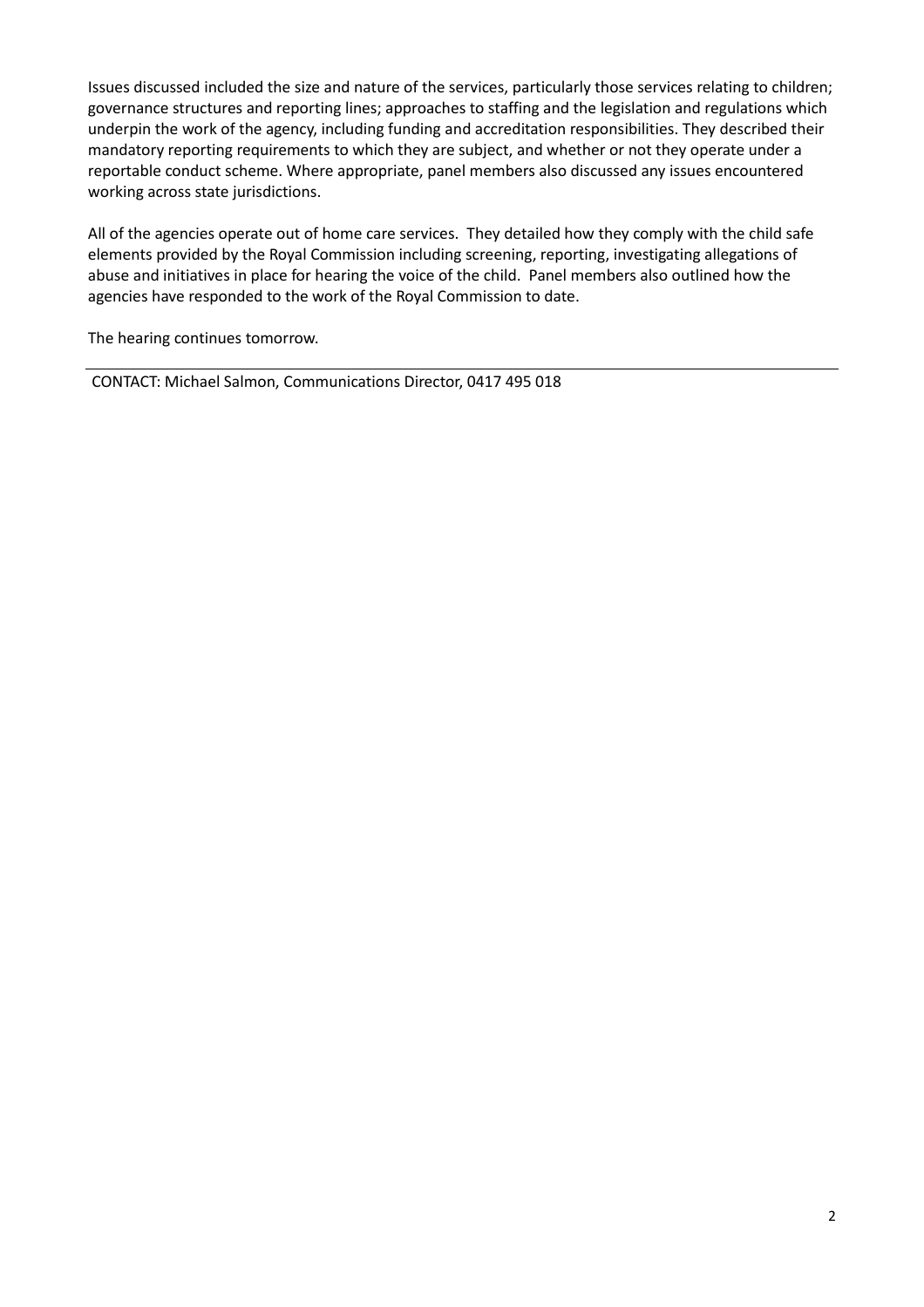Issues discussed included the size and nature of the services, particularly those services relating to children; governance structures and reporting lines; approaches to staffing and the legislation and regulations which underpin the work of the agency, including funding and accreditation responsibilities. They described their mandatory reporting requirements to which they are subject, and whether or not they operate under a reportable conduct scheme. Where appropriate, panel members also discussed any issues encountered working across state jurisdictions.

All of the agencies operate out of home care services. They detailed how they comply with the child safe elements provided by the Royal Commission including screening, reporting, investigating allegations of abuse and initiatives in place for hearing the voice of the child. Panel members also outlined how the agencies have responded to the work of the Royal Commission to date.

The hearing continues tomorrow.

---

CONTACT: Michael Salmon, Communications Director, 0417 495 018